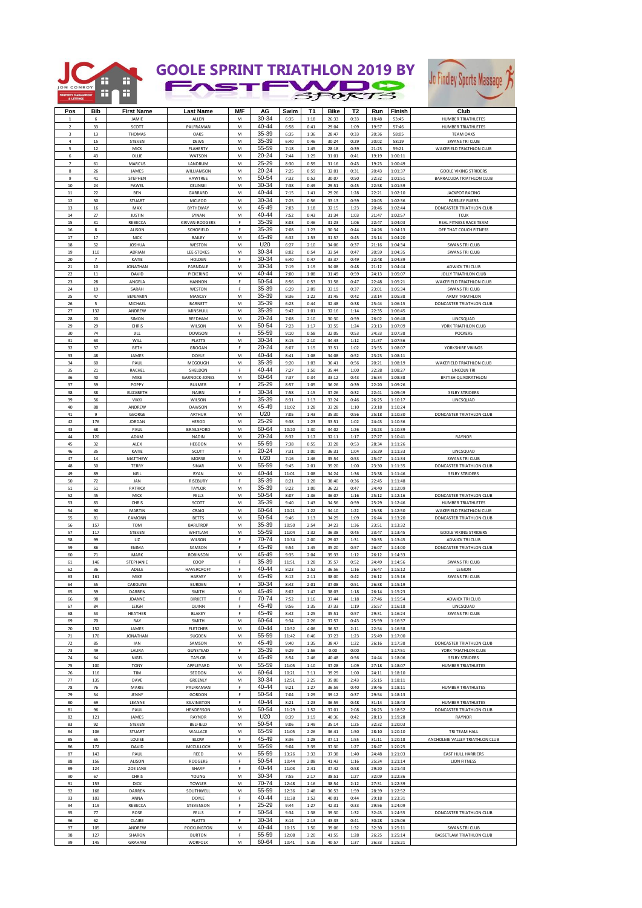# GOOLE SPRINT TRIATHLON 2019 BY FASTFWD SPORTS

| Pos | Bib | First Name | Last Name | M/F | AG | Swim | T1 | Bike | T2 | Run | Finish | Club |
|---|---|---|---|---|---|---|---|---|---|---|---|---|
| 1 | 6 | JAMIE | ALLEN | M | 30-34 | 6:35 | 1:18 | 26:33 | 0:33 | 18:48 | 53:45 | HUMBER TRIATHLETES |
| 2 | 33 | SCOTT | PALFRAMAN | M | 40-44 | 6:58 | 0:41 | 29:04 | 1:09 | 19:57 | 57:46 | HUMBER TRIATHLETES |
| 3 | 13 | THOMAS | OAKS | M | 35-39 | 6:35 | 1:36 | 28:47 | 0:33 | 20:36 | 58:05 | TEAM OAKS |
| 4 | 15 | STEVEN | DEWS | M | 35-39 | 6:40 | 0:46 | 30:24 | 0:29 | 20:02 | 58:19 | SWANS TRI CLUB |
| 5 | 12 | MICK | FLAHERTY | M | 55-59 | 7:18 | 1:45 | 28:18 | 0:39 | 21:23 | 59:21 | WAKEFIELD TRIATHLON CLUB |
| 6 | 43 | OLLIE | WATSON | M | 20-24 | 7:44 | 1:29 | 31:01 | 0:41 | 19:19 | 1:00:11 | |
| 7 | 61 | MARCUS | LANDRUM | M | 25-29 | 8:30 | 0:59 | 31:16 | 0:43 | 19:23 | 1:00:49 | |
| 8 | 26 | JAMES | WILLIAMSON | M | 20-24 | 7:25 | 0:59 | 32:01 | 0:31 | 20:43 | 1:01:37 | GOOLE VIKING STRIDERS |
| 9 | 41 | STEPHEN | HAWTREE | M | 50-54 | 7:32 | 0:52 | 30:07 | 0:50 | 22:32 | 1:01:51 | BARRACUDA TRIATHLON CLUB |
| 10 | 24 | PAWEL | CELINSKI | M | 30-34 | 7:38 | 0:49 | 29:51 | 0:45 | 22:58 | 1:01:59 | |
| 11 | 22 | BEN | GARRARD | M | 40-44 | 7:15 | 1:41 | 29:26 | 1:28 | 22:21 | 1:02:10 | JACKPOT RACING |
| 12 | 30 | STUART | MCLEOD | M | 30-34 | 7:25 | 0:56 | 33:13 | 0:59 | 20:05 | 1:02:36 | FARSLEY FLIERS |
| 13 | 16 | MAX | BYTHEWAY | M | 45-49 | 7:03 | 1:18 | 32:15 | 1:23 | 20:46 | 1:02:44 | DONCASTER TRIATHLON CLUB |
| 14 | 27 | JUSTIN | SYNAN | M | 40-44 | 7:52 | 0:43 | 31:34 | 1:03 | 21:47 | 1:02:57 | TCUK |
| 15 | 31 | REBECCA | KIRVAN-RODGERS | F | 35-39 | 8:03 | 0:46 | 31:23 | 1:06 | 22:47 | 1:04:03 | REAL FITNESS RACE TEAM |
| 16 | 8 | ALISON | SCHOFIELD | F | 35-39 | 7:08 | 1:23 | 30:34 | 0:44 | 24:26 | 1:04:13 | OFF THAT COUCH FITNESS |
| 17 | 17 | NICK | BAILEY | M | 45-49 | 6:32 | 1:53 | 31:57 | 0:45 | 23:14 | 1:04:20 | |
| 18 | 52 | JOSHUA | WESTON | M | U20 | 6:27 | 2:10 | 34:06 | 0:37 | 21:16 | 1:04:34 | SWANS TRI CLUB |
| 19 | 110 | ADRIAN | LEE-STOKES | M | 30-34 | 8:02 | 0:54 | 33:54 | 0:47 | 20:59 | 1:04:35 | SWANS TRI CLUB |
| 20 | 7 | KATIE | HOLDEN | F | 30-34 | 6:40 | 0:47 | 33:37 | 0:49 | 22:48 | 1:04:39 | |
| 21 | 10 | JONATHAN | FARNDALE | M | 30-34 | 7:19 | 1:19 | 34:08 | 0:48 | 21:12 | 1:04:44 | ADWICK TRI CLUB |
| 22 | 11 | DAVID | PICKERING | M | 40-44 | 7:00 | 1:08 | 31:49 | 0:59 | 24:13 | 1:05:07 | JOLLY TRIATHLON CLUB |
| 23 | 28 | ANGELA | HANNON | F | 50-54 | 8:56 | 0:53 | 31:58 | 0:47 | 22:48 | 1:05:21 | WAKEFIELD TRIATHLON CLUB |
| 24 | 19 | SARAH | WESTON | F | 35-39 | 6:29 | 2:09 | 33:19 | 0:37 | 23:01 | 1:05:34 | SWANS TRI CLUB |
| 25 | 47 | BENJAMIN | MANCEY | M | 35-39 | 8:36 | 1:22 | 31:45 | 0:42 | 23:14 | 1:05:38 | ARMY TRIATHLON |
| 26 | 5 | MICHAEL | BARNETT | M | 35-39 | 6:23 | 0:44 | 32:48 | 0:38 | 25:44 | 1:06:15 | DONCASTER TRIATHLON CLUB |
| 27 | 132 | ANDREW | MINSHULL | M | 35-39 | 9:42 | 1:01 | 32:16 | 1:14 | 22:35 | 1:06:45 | |
| 28 | 20 | SIMON | BEEDHAM | M | 20-24 | 7:08 | 2:10 | 30:30 | 0:59 | 26:02 | 1:06:48 | LINCSQUAD |
| 29 | 29 | CHRIS | WILSON | M | 50-54 | 7:23 | 1:17 | 33:55 | 1:24 | 23:13 | 1:07:09 | YORK TRIATHLON CLUB |
| 30 | 74 | JILL | DOWSON | F | 55-59 | 9:10 | 0:58 | 32:05 | 0:53 | 24:33 | 1:07:38 | POCKERS |
| 31 | 63 | WILL | PLATTS | M | 30-34 | 8:15 | 2:10 | 34:43 | 1:12 | 21:37 | 1:07:56 | |
| 32 | 37 | BETH | GROGAN | F | 20-24 | 8:07 | 1:15 | 33:51 | 1:02 | 23:55 | 1:08:07 | YORKSHIRE VIKINGS |
| 33 | 48 | JAMES | DOYLE | M | 40-44 | 8:41 | 1:08 | 34:08 | 0:52 | 23:23 | 1:08:11 | |
| 34 | 60 | PAUL | MCGOUGH | M | 35-39 | 9:20 | 1:03 | 36:41 | 0:56 | 20:21 | 1:08:19 | WAKEFIELD TRIATHLON CLUB |
| 35 | 21 | RACHEL | SHELDON | F | 40-44 | 7:27 | 1:50 | 35:44 | 1:00 | 22:28 | 1:08:27 | LINCOLN TRI |
| 36 | 40 | MIKE | GARNOCK-JONES | M | 60-64 | 7:37 | 0:34 | 33:12 | 0:43 | 26:34 | 1:08:38 | BRITISH QUADRATHLON |
| 37 | 59 | POPPY | BULMER | F | 25-29 | 8:57 | 1:05 | 36:26 | 0:39 | 22:20 | 1:09:26 | |
| 38 | 38 | ELIZABETH | NAIRN | F | 30-34 | 7:58 | 1:15 | 37:26 | 0:32 | 22:41 | 1:09:49 | SELBY STRIDERS |
| 39 | 56 | VIKKI | WILSON | F | 35-39 | 8:31 | 1:13 | 33:24 | 0:46 | 26:25 | 1:10:17 | LINCSQUAD |
| 40 | 88 | ANDREW | DAWSON | M | 45-49 | 11:02 | 1:28 | 33:28 | 1:10 | 23:18 | 1:10:24 | |
| 41 | 9 | GEORGE | ARTHUR | M | U20 | 7:05 | 1:43 | 35:30 | 0:56 | 25:18 | 1:10:30 | DONCASTER TRIATHLON CLUB |
| 42 | 176 | JORDAN | HEROD | M | 25-29 | 9:38 | 1:23 | 33:51 | 1:02 | 24:43 | 1:10:36 | |
| 43 | 68 | PAUL | BRAILSFORD | M | 60-64 | 10:20 | 1:30 | 34:02 | 1:26 | 23:23 | 1:10:39 | |
| 44 | 120 | ADAM | NADIN | M | 20-24 | 8:32 | 1:17 | 32:11 | 1:17 | 27:27 | 1:10:41 | RAYNOR |
| 45 | 32 | ALEX | HEBDON | M | 55-59 | 7:38 | 0:55 | 33:28 | 0:53 | 28:34 | 1:11:26 | |
| 46 | 35 | KATIE | SCUTT | F | 20-24 | 7:31 | 1:00 | 36:31 | 1:04 | 25:29 | 1:11:33 | LINCSQUAD |
| 47 | 14 | MATTHEW | MORSE | M | U20 | 7:16 | 1:46 | 35:54 | 0:53 | 25:47 | 1:11:34 | SWANS TRI CLUB |
| 48 | 50 | TERRY | SINAR | M | 55-59 | 9:45 | 2:01 | 35:20 | 1:00 | 23:30 | 1:11:35 | DONCASTER TRIATHLON CLUB |
| 49 | 89 | NEIL | RYAN | M | 40-44 | 11:01 | 1:08 | 34:24 | 1:36 | 23:38 | 1:11:46 | SELBY STRIDERS |
| 50 | 72 | JAN | RISEBURY | F | 35-39 | 8:21 | 1:28 | 38:40 | 0:36 | 22:45 | 1:11:48 | |
| 51 | 51 | PATRICK | TAYLOR | M | 35-39 | 9:22 | 1:00 | 36:22 | 0:47 | 24:40 | 1:12:09 | |
| 52 | 45 | MICK | FELLS | M | 50-54 | 8:07 | 1:36 | 36:07 | 1:16 | 25:12 | 1:12:16 | DONCASTER TRIATHLON CLUB |
| 53 | 83 | CHRIS | SCOTT | M | 35-39 | 9:40 | 1:43 | 34:56 | 0:59 | 25:29 | 1:12:46 | HUMBER TRIATHLETES |
| 54 | 90 | MARTIN | CRAIG | M | 60-64 | 10:21 | 1:22 | 34:10 | 1:22 | 25:38 | 1:12:50 | WAKEFIELD TRIATHLON CLUB |
| 55 | 81 | EAMONN | BETTS | M | 50-54 | 9:46 | 1:13 | 34:29 | 1:09 | 26:44 | 1:13:20 | DONCASTER TRIATHLON CLUB |
| 56 | 157 | TOM | BARLTROP | M | 35-39 | 10:50 | 2:54 | 34:23 | 1:36 | 23:51 | 1:13:32 | |
| 57 | 117 | STEVEN | WHITLAM | M | 55-59 | 11:04 | 1:32 | 36:38 | 0:45 | 23:47 | 1:13:45 | GOOLE VIKING STRIDERS |
| 58 | 99 | LIZ | WILSON | F | 70-74 | 10:34 | 2:00 | 29:07 | 1:31 | 30:35 | 1:13:45 | ADWICK TRI CLUB |
| 59 | 86 | EMMA | SAMSON | F | 45-49 | 9:54 | 1:45 | 35:20 | 0:57 | 26:07 | 1:14:00 | DONCASTER TRIATHLON CLUB |
| 60 | 71 | MARK | ROBINSON | M | 45-49 | 9:35 | 2:04 | 35:33 | 1:12 | 26:12 | 1:14:33 | |
| 61 | 146 | STEPHANIE | COOP | F | 35-39 | 11:51 | 1:28 | 35:57 | 0:52 | 24:49 | 1:14:56 | SWANS TRI CLUB |
| 62 | 36 | ADELE | HAVERCROFT | F | 40-44 | 8:23 | 1:52 | 36:56 | 1:16 | 26:47 | 1:15:12 | LEGION |
| 63 | 161 | MIKE | HARVEY | M | 45-49 | 8:12 | 2:11 | 38:00 | 0:42 | 26:12 | 1:15:16 | SWANS TRI CLUB |
| 64 | 55 | CAROLINE | BURDEN | F | 30-34 | 8:42 | 2:01 | 37:08 | 0:51 | 26:38 | 1:15:19 | |
| 65 | 39 | DARREN | SMITH | M | 45-49 | 8:02 | 1:47 | 38:03 | 1:18 | 26:14 | 1:15:23 | |
| 66 | 98 | JOANNE | BIRKETT | F | 70-74 | 7:52 | 1:16 | 37:44 | 1:18 | 27:46 | 1:15:54 | ADWICK TRI CLUB |
| 67 | 84 | LEIGH | QUINN | F | 45-49 | 9:56 | 1:35 | 37:33 | 1:19 | 25:57 | 1:16:18 | LINCSQUAD |
| 68 | 53 | HEATHER | BLAKEY | F | 45-49 | 8:42 | 1:25 | 35:51 | 0:57 | 29:31 | 1:16:24 | SWANS TRI CLUB |
| 69 | 70 | RAY | SMITH | M | 60-64 | 9:34 | 2:26 | 37:57 | 0:43 | 25:59 | 1:16:37 | |
| 70 | 152 | JAMES | FLETCHER | M | 40-44 | 10:52 | 4:06 | 36:57 | 2:11 | 22:54 | 1:16:58 | |
| 71 | 170 | JONATHAN | SUGDEN | M | 55-59 | 11:42 | 0:46 | 37:23 | 1:23 | 25:49 | 1:17:00 | |
| 72 | 85 | IAN | SAMSON | M | 45-49 | 9:40 | 1:35 | 38:47 | 1:22 | 26:16 | 1:17:38 | DONCASTER TRIATHLON CLUB |
| 73 | 49 | LAURA | GUNSTEAD | F | 35-39 | 9:29 | 1:56 | 0:00 | 0:00 | | 1:17:51 | YORK TRIATHLON CLUB |
| 74 | 64 | NIGEL | TAYLOR | M | 45-49 | 8:54 | 2:46 | 40:48 | 0:56 | 24:44 | 1:18:06 | SELBY STRIDERS |
| 75 | 100 | TONY | APPLEYARD | M | 55-59 | 11:05 | 1:10 | 37:28 | 1:09 | 27:18 | 1:18:07 | HUMBER TRIATHLETES |
| 76 | 116 | TIM | SEDDON | M | 60-64 | 10:21 | 3:11 | 39:29 | 1:00 | 24:11 | 1:18:10 | |
| 77 | 135 | DAVE | GREENLY | M | 30-34 | 12:51 | 2:25 | 35:00 | 2:43 | 25:15 | 1:18:11 | |
| 78 | 76 | MARIE | PALFRAMAN | F | 40-44 | 9:21 | 1:27 | 36:59 | 0:40 | 29:46 | 1:18:11 | HUMBER TRIATHLETES |
| 79 | 54 | JENNY | GORDON | F | 50-54 | 7:04 | 1:29 | 39:12 | 0:37 | 29:54 | 1:18:13 | |
| 80 | 69 | LEANNE | KILVINGTON | F | 40-44 | 8:21 | 1:23 | 36:59 | 0:48 | 31:14 | 1:18:43 | HUMBER TRIATHLETES |
| 81 | 96 | PAUL | HENDERSON | M | 50-54 | 11:29 | 1:52 | 37:01 | 2:08 | 26:23 | 1:18:52 | DONCASTER TRIATHLON CLUB |
| 82 | 121 | JAMES | RAYNOR | M | U20 | 8:39 | 1:19 | 40:36 | 0:42 | 28:13 | 1:19:28 | RAYNOR |
| 83 | 92 | STEVEN | BELFIELD | M | 50-54 | 9:06 | 1:49 | 35:14 | 1:25 | 32:32 | 1:20:03 | |
| 84 | 106 | STUART | WALLACE | M | 65-59 | 11:05 | 2:26 | 36:41 | 1:50 | 28:10 | 1:20:10 | TRI TEAM HALL |
| 85 | 65 | LOUISE | BLOW | F | 45-49 | 8:36 | 1:28 | 37:11 | 1:55 | 31:11 | 1:20:18 | ANCHOLME VALLEY TRIATHLON CLUB |
| 86 | 172 | DAVID | MCCULLOCH | M | 55-59 | 9:04 | 3:39 | 37:30 | 1:27 | 28:47 | 1:20:25 | |
| 87 | 143 | PAUL | REED | M | 55-59 | 13:26 | 3:33 | 37:38 | 1:40 | 24:48 | 1:21:03 | EAST HULL HARRIERS |
| 88 | 156 | ALISON | RODGERS | F | 50-54 | 10:44 | 2:08 | 41:43 | 1:16 | 25:24 | 1:21:14 | LION FITNESS |
| 89 | 124 | ZOE JANE | SHARP | F | 40-44 | 11:03 | 2:41 | 37:42 | 0:58 | 29:20 | 1:21:43 | |
| 90 | 67 | CHRIS | YOUNG | M | 30-34 | 7:55 | 2:17 | 38:51 | 1:27 | 32:09 | 1:22:36 | |
| 91 | 153 | DICK | TOWLER | M | 70-74 | 12:48 | 1:16 | 38:54 | 2:12 | 27:31 | 1:22:39 | |
| 92 | 168 | DARREN | SOUTHWELL | M | 55-59 | 12:36 | 2:48 | 36:53 | 1:59 | 28:39 | 1:22:52 | |
| 93 | 103 | ANNA | DOYLE | F | 40-44 | 11:38 | 1:52 | 40:01 | 0:44 | 29:18 | 1:23:31 | |
| 94 | 119 | REBECCA | STEVENSON | F | 25-29 | 9:44 | 1:27 | 42:31 | 0:33 | 29:56 | 1:24:09 | |
| 95 | 77 | ROSE | FELLS | F | 50-54 | 9:34 | 1:38 | 39:30 | 1:32 | 32:43 | 1:24:55 | DONCASTER TRIATHLON CLUB |
| 96 | 62 | CLAIRE | PLATTS | F | 30-34 | 8:14 | 2:13 | 43:33 | 0:41 | 30:28 | 1:25:06 | |
| 97 | 105 | ANDREW | POCKLINGTON | M | 40-44 | 10:15 | 1:50 | 39:06 | 1:32 | 32:30 | 1:25:11 | SWANS TRI CLUB |
| 98 | 127 | SHARON | BURTON | F | 55-59 | 12:08 | 3:20 | 41:55 | 1:28 | 26:25 | 1:25:14 | BASSETLAW TRIATHLON CLUB |
| 99 | 145 | GRAHAM | WORFOLK | M | 60-64 | 10:41 | 5:35 | 40:57 | 1:37 | 26:33 | 1:25:21 | |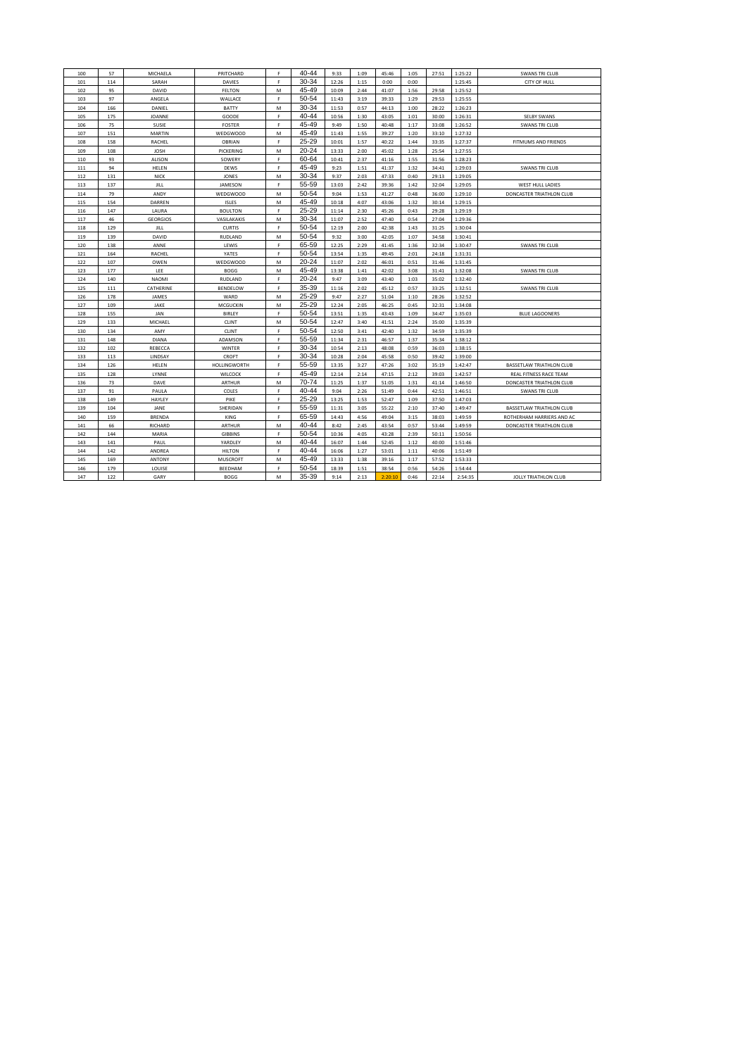| | | | | | | | | | | | | |
|---|---|---|---|---|---|---|---|---|---|---|---|---|
| 100 | 57 | MICHAELA | PRITCHARD | F | 40-44 | 9:33 | 1:09 | 45:46 | 1:05 | 27:51 | 1:25:22 | SWANS TRI CLUB |
| 101 | 114 | SARAH | DAVIES | F | 30-34 | 12:26 | 1:15 | 0:00 | 0:00 | | 1:25:45 | CITY OF HULL |
| 102 | 95 | DAVID | FELTON | M | 45-49 | 10:09 | 2:44 | 41:07 | 1:56 | 29:58 | 1:25:52 | |
| 103 | 97 | ANGELA | WALLACE | F | 50-54 | 11:43 | 3:19 | 39:33 | 1:29 | 29:53 | 1:25:55 | |
| 104 | 166 | DANIEL | BATTY | M | 30-34 | 11:53 | 0:57 | 44:13 | 1:00 | 28:22 | 1:26:23 | |
| 105 | 175 | JOANNE | GOODE | F | 40-44 | 10:56 | 1:30 | 43:05 | 1:01 | 30:00 | 1:26:31 | SELBY SWANS |
| 106 | 75 | SUSIE | FOSTER | F | 45-49 | 9:49 | 1:50 | 40:48 | 1:17 | 33:08 | 1:26:52 | SWANS TRI CLUB |
| 107 | 151 | MARTIN | WEDGWOOD | M | 45-49 | 11:43 | 1:55 | 39:27 | 1:20 | 33:10 | 1:27:32 | |
| 108 | 158 | RACHEL | OBRIAN | F | 25-29 | 10:01 | 1:57 | 40:22 | 1:44 | 33:35 | 1:27:37 | FITMUMS AND FRIENDS |
| 109 | 108 | JOSH | PICKERING | M | 20-24 | 13:33 | 2:00 | 45:02 | 1:28 | 25:54 | 1:27:55 | |
| 110 | 93 | ALISON | SOWERY | F | 60-64 | 10:41 | 2:37 | 41:16 | 1:55 | 31:56 | 1:28:23 | |
| 111 | 94 | HELEN | DEWS | F | 45-49 | 9:23 | 1:51 | 41:37 | 1:32 | 34:41 | 1:29:03 | SWANS TRI CLUB |
| 112 | 131 | NICK | JONES | M | 30-34 | 9:37 | 2:03 | 47:33 | 0:40 | 29:13 | 1:29:05 | |
| 113 | 137 | JILL | JAMESON | F | 55-59 | 13:03 | 2:42 | 39:36 | 1:42 | 32:04 | 1:29:05 | WEST HULL LADIES |
| 114 | 79 | ANDY | WEDGWOOD | M | 50-54 | 9:04 | 1:53 | 41:27 | 0:48 | 36:00 | 1:29:10 | DONCASTER TRIATHLON CLUB |
| 115 | 154 | DARREN | ISLES | M | 45-49 | 10:18 | 4:07 | 43:06 | 1:32 | 30:14 | 1:29:15 | |
| 116 | 147 | LAURA | BOULTON | F | 25-29 | 11:14 | 2:30 | 45:26 | 0:43 | 29:28 | 1:29:19 | |
| 117 | 46 | GEORGIOS | VASILAKAKIS | M | 30-34 | 11:07 | 2:52 | 47:40 | 0:54 | 27:04 | 1:29:36 | |
| 118 | 129 | JILL | CURTIS | F | 50-54 | 12:19 | 2:00 | 42:38 | 1:43 | 31:25 | 1:30:04 | |
| 119 | 139 | DAVID | RUDLAND | M | 50-54 | 9:32 | 3:00 | 42:05 | 1:07 | 34:58 | 1:30:41 | |
| 120 | 138 | ANNE | LEWIS | F | 65-59 | 12:25 | 2:29 | 41:45 | 1:36 | 32:34 | 1:30:47 | SWANS TRI CLUB |
| 121 | 164 | RACHEL | YATES | F | 50-54 | 13:54 | 1:35 | 49:45 | 2:01 | 24:18 | 1:31:31 | |
| 122 | 107 | OWEN | WEDGWOOD | M | 20-24 | 11:07 | 2:02 | 46:01 | 0:51 | 31:46 | 1:31:45 | |
| 123 | 177 | LEE | BOGG | M | 45-49 | 13:38 | 1:41 | 42:02 | 3:08 | 31:41 | 1:32:08 | SWANS TRI CLUB |
| 124 | 140 | NAOMI | RUDLAND | F | 20-24 | 9:47 | 3:09 | 43:40 | 1:03 | 35:02 | 1:32:40 | |
| 125 | 111 | CATHERINE | BENDELOW | F | 35-39 | 11:16 | 2:02 | 45:12 | 0:57 | 33:25 | 1:32:51 | SWANS TRI CLUB |
| 126 | 178 | JAMES | WARD | M | 25-29 | 9:47 | 2:27 | 51:04 | 1:10 | 28:26 | 1:32:52 | |
| 127 | 109 | JAKE | MCGUCKIN | M | 25-29 | 12:24 | 2:05 | 46:25 | 0:45 | 32:31 | 1:34:08 | |
| 128 | 155 | JAN | BIRLEY | F | 50-54 | 13:51 | 1:35 | 43:43 | 1:09 | 34:47 | 1:35:03 | BLUE LAGOONERS |
| 129 | 133 | MICHAEL | CLINT | M | 50-54 | 12:47 | 3:40 | 41:51 | 2:24 | 35:00 | 1:35:39 | |
| 130 | 134 | AMY | CLINT | F | 50-54 | 12:50 | 3:41 | 42:40 | 1:32 | 34:59 | 1:35:39 | |
| 131 | 148 | DIANA | ADAMSON | F | 55-59 | 11:34 | 2:31 | 46:57 | 1:37 | 35:34 | 1:38:12 | |
| 132 | 102 | REBECCA | WINTER | F | 30-34 | 10:54 | 2:13 | 48:08 | 0:59 | 36:03 | 1:38:15 | |
| 133 | 113 | LINDSAY | CROFT | F | 30-34 | 10:28 | 2:04 | 45:58 | 0:50 | 39:42 | 1:39:00 | |
| 134 | 126 | HELEN | HOLLINGWORTH | F | 55-59 | 13:35 | 3:27 | 47:26 | 3:02 | 35:19 | 1:42:47 | BASSETLAW TRIATHLON CLUB |
| 135 | 128 | LYNNE | WILCOCK | F | 45-49 | 12:14 | 2:14 | 47:15 | 2:12 | 39:03 | 1:42:57 | REAL FITNESS RACE TEAM |
| 136 | 73 | DAVE | ARTHUR | M | 70-74 | 11:25 | 1:37 | 51:05 | 1:31 | 41:14 | 1:46:50 | DONCASTER TRIATHLON CLUB |
| 137 | 91 | PAULA | COLES | F | 40-44 | 9:04 | 2:26 | 51:49 | 0:44 | 42:51 | 1:46:51 | SWANS TRI CLUB |
| 138 | 149 | HAYLEY | PIKE | F | 25-29 | 13:25 | 1:53 | 52:47 | 1:09 | 37:50 | 1:47:03 | |
| 139 | 104 | JANE | SHERIDAN | F | 55-59 | 11:31 | 3:05 | 55:22 | 2:10 | 37:40 | 1:49:47 | BASSETLAW TRIATHLON CLUB |
| 140 | 159 | BRENDA | KING | F | 65-59 | 14:43 | 4:56 | 49:04 | 3:15 | 38:03 | 1:49:59 | ROTHERHAM HARRIERS AND AC |
| 141 | 66 | RICHARD | ARTHUR | M | 40-44 | 8:42 | 2:45 | 43:54 | 0:57 | 53:44 | 1:49:59 | DONCASTER TRIATHLON CLUB |
| 142 | 144 | MARIA | GIBBINS | F | 50-54 | 10:36 | 4:05 | 43:28 | 2:39 | 50:11 | 1:50:56 | |
| 143 | 141 | PAUL | YARDLEY | M | 40-44 | 16:07 | 1:44 | 52:45 | 1:12 | 40:00 | 1:51:46 | |
| 144 | 142 | ANDREA | HILTON | F | 40-44 | 16:06 | 1:27 | 53:01 | 1:11 | 40:06 | 1:51:49 | |
| 145 | 169 | ANTONY | MUSCROFT | M | 45-49 | 13:33 | 1:38 | 39:16 | 1:17 | 57:52 | 1:53:33 | |
| 146 | 179 | LOUISE | BEEDHAM | F | 50-54 | 18:39 | 1:51 | 38:54 | 0:56 | 54:26 | 1:54:44 | |
| 147 | 122 | GARY | BOGG | M | 35-39 | 9:14 | 2:13 | 2:20:10 | 0:46 | 22:14 | 2:54:35 | JOLLY TRIATHLON CLUB |